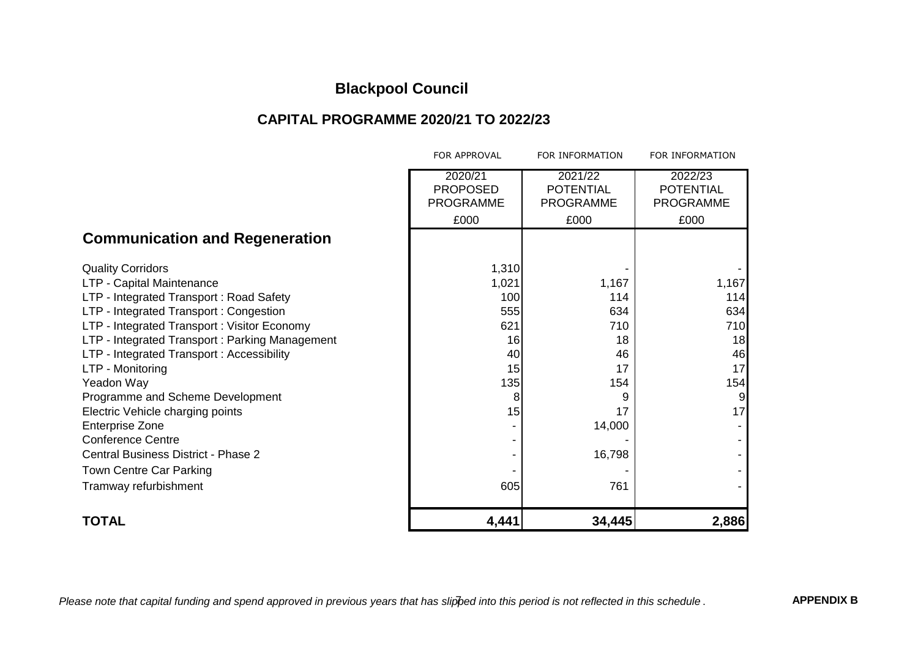# Blackpool Council

## CAPITAL PROGRAMME 2020/21 TO 2022/23

| | FOR APPROVAL | FOR INFORMATION | FOR INFORMATION |
|---|---|---|---|
| | 2020/21 PROPOSED PROGRAMME | 2021/22 POTENTIAL PROGRAMME | 2022/23 POTENTIAL PROGRAMME |
| | £000 | £000 | £000 |
| **Communication and Regeneration** | | | |
| Quality Corridors | 1,310 | - | - |
| LTP - Capital Maintenance | 1,021 | 1,167 | 1,167 |
| LTP - Integrated Transport : Road Safety | 100 | 114 | 114 |
| LTP - Integrated Transport : Congestion | 555 | 634 | 634 |
| LTP - Integrated Transport : Visitor Economy | 621 | 710 | 710 |
| LTP - Integrated Transport : Parking Management | 16 | 18 | 18 |
| LTP - Integrated Transport : Accessibility | 40 | 46 | 46 |
| LTP - Monitoring | 15 | 17 | 17 |
| Yeadon Way | 135 | 154 | 154 |
| Programme and Scheme Development | 8 | 9 | 9 |
| Electric Vehicle charging points | 15 | 17 | 17 |
| Enterprise Zone | - | 14,000 | - |
| Conference Centre | - | - | - |
| Central Business District - Phase 2 | - | 16,798 | - |
| Town Centre Car Parking | - | - | - |
| Tramway refurbishment | 605 | 761 | - |
| **TOTAL** | **4,441** | **34,445** | **2,886** |

*Please note that capital funding and spend approved in previous years that has slipped into this period is not reflected in this schedule .*

**APPENDIX B**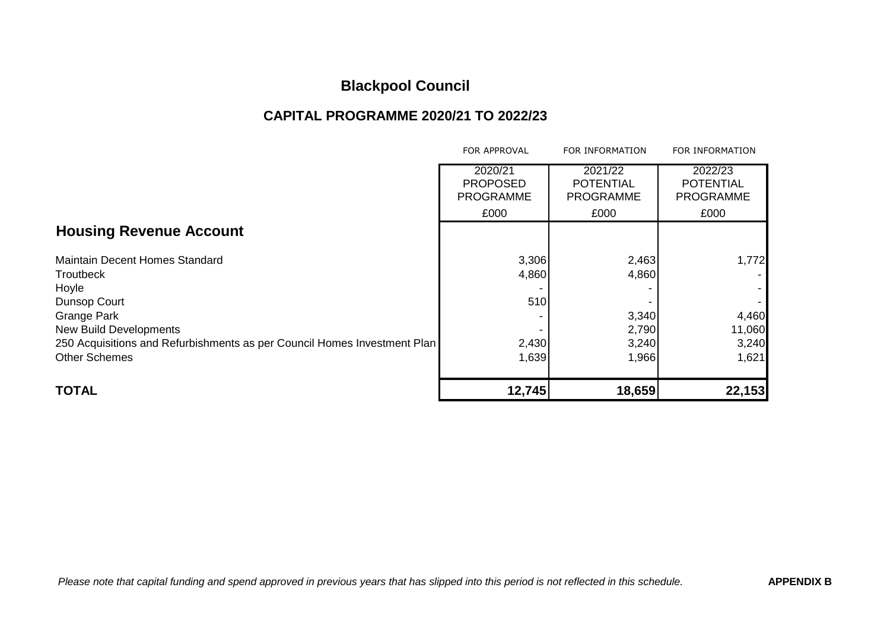# Blackpool Council

## CAPITAL PROGRAMME 2020/21 TO 2022/23

| | FOR APPROVAL | FOR INFORMATION | FOR INFORMATION |
|---|---|---|---|
| | 2020/21 PROPOSED PROGRAMME | 2021/22 POTENTIAL PROGRAMME | 2022/23 POTENTIAL PROGRAMME |
| | £000 | £000 | £000 |
| **Housing Revenue Account** | | | |
| Maintain Decent Homes Standard | 3,306 | 2,463 | 1,772 |
| Troutbeck | 4,860 | 4,860 | - |
| Hoyle | - | - | - |
| Dunsop Court | 510 | - | - |
| Grange Park | - | 3,340 | 4,460 |
| New Build Developments | - | 2,790 | 11,060 |
| 250 Acquisitions and Refurbishments as per Council Homes Investment Plan | 2,430 | 3,240 | 3,240 |
| Other Schemes | 1,639 | 1,966 | 1,621 |
| **TOTAL** | **12,745** | **18,659** | **22,153** |

*Please note that capital funding and spend approved in previous years that has slipped into this period is not reflected in this schedule.*

**APPENDIX B**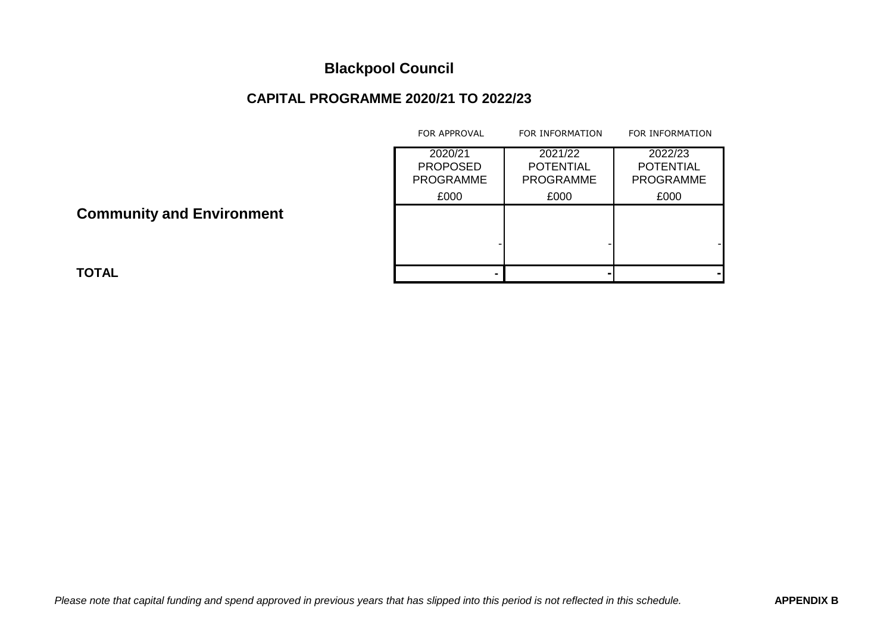# Blackpool Council

## CAPITAL PROGRAMME 2020/21 TO 2022/23

| | FOR APPROVAL | FOR INFORMATION | FOR INFORMATION |
|---|---|---|---|
| | 2020/21 PROPOSED PROGRAMME | 2021/22 POTENTIAL PROGRAMME | 2022/23 POTENTIAL PROGRAMME |
| | £000 | £000 | £000 |
| **Community and Environment** | | | |
| | - | - | - |
| **TOTAL** | **-** | **-** | **-** |

*Please note that capital funding and spend approved in previous years that has slipped into this period is not reflected in this schedule.*

**APPENDIX B**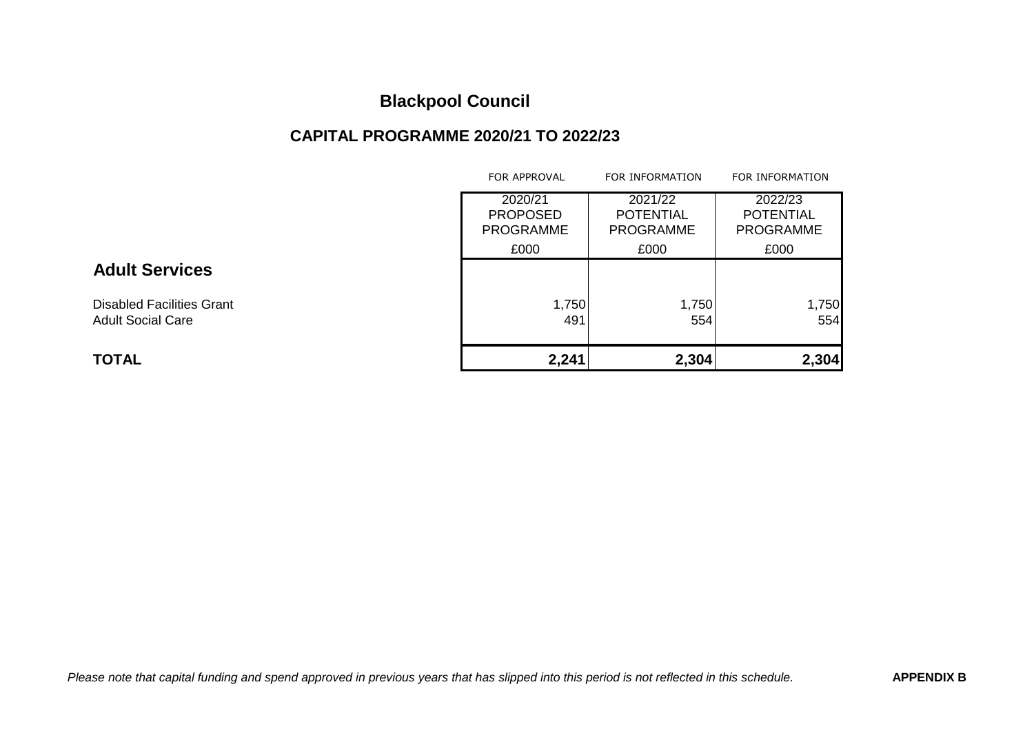# Blackpool Council

## CAPITAL PROGRAMME 2020/21 TO 2022/23

| | FOR APPROVAL | FOR INFORMATION | FOR INFORMATION |
|---|---|---|---|
| | 2020/21 PROPOSED PROGRAMME | 2021/22 POTENTIAL PROGRAMME | 2022/23 POTENTIAL PROGRAMME |
| | £000 | £000 | £000 |
| **Adult Services** | | | |
| Disabled Facilities Grant | 1,750 | 1,750 | 1,750 |
| Adult Social Care | 491 | 554 | 554 |
| **TOTAL** | **2,241** | **2,304** | **2,304** |

*Please note that capital funding and spend approved in previous years that has slipped into this period is not reflected in this schedule.*

**APPENDIX B**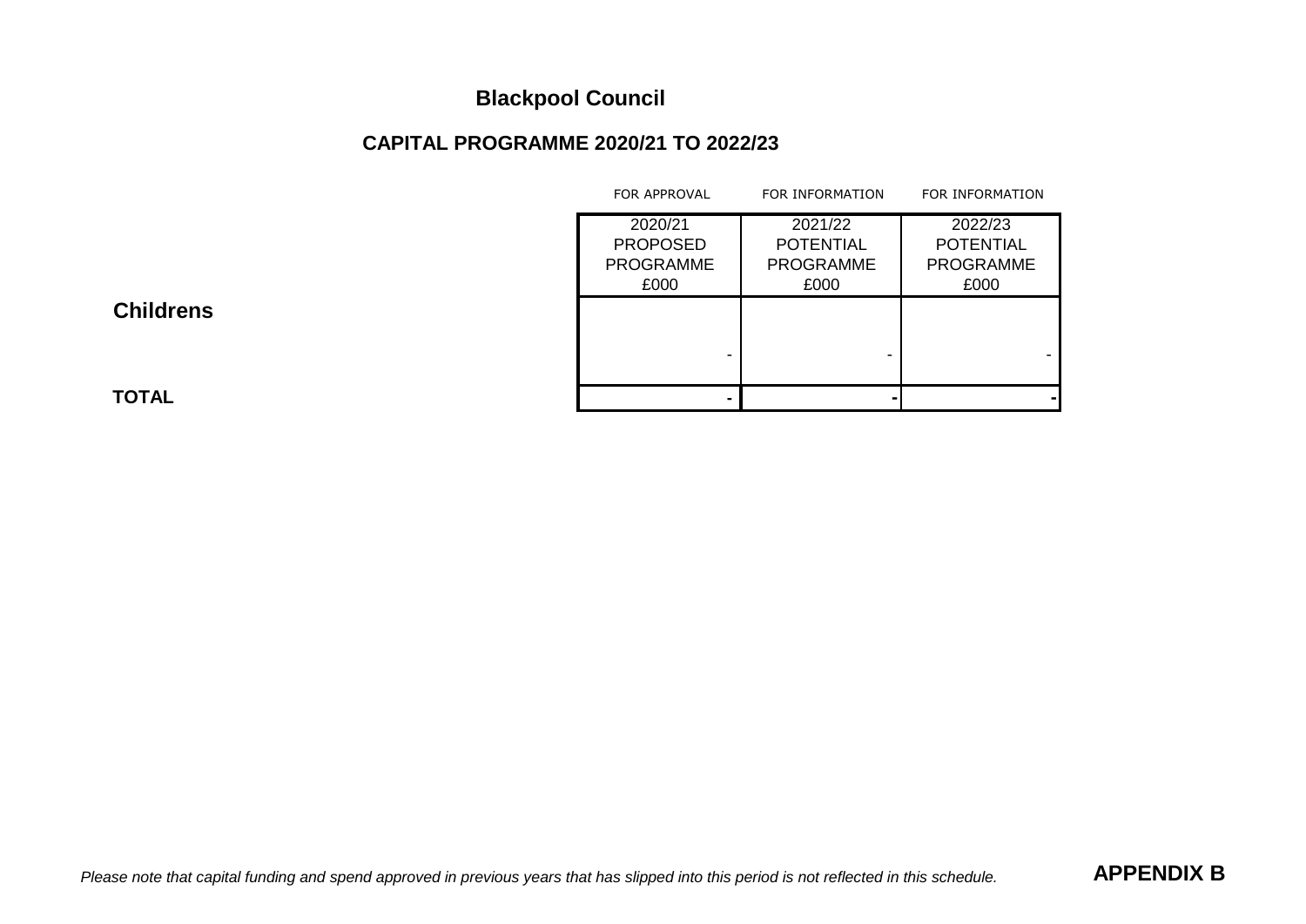# Blackpool Council

## CAPITAL PROGRAMME 2020/21 TO 2022/23

| | FOR APPROVAL | FOR INFORMATION | FOR INFORMATION |
|---|---|---|---|
| | 2020/21 PROPOSED PROGRAMME £000 | 2021/22 POTENTIAL PROGRAMME £000 | 2022/23 POTENTIAL PROGRAMME £000 |
| **Childrens** | | | |
| | - | - | - |
| **TOTAL** | **-** | **-** | **-** |

*Please note that capital funding and spend approved in previous years that has slipped into this period is not reflected in this schedule.*

**APPENDIX B**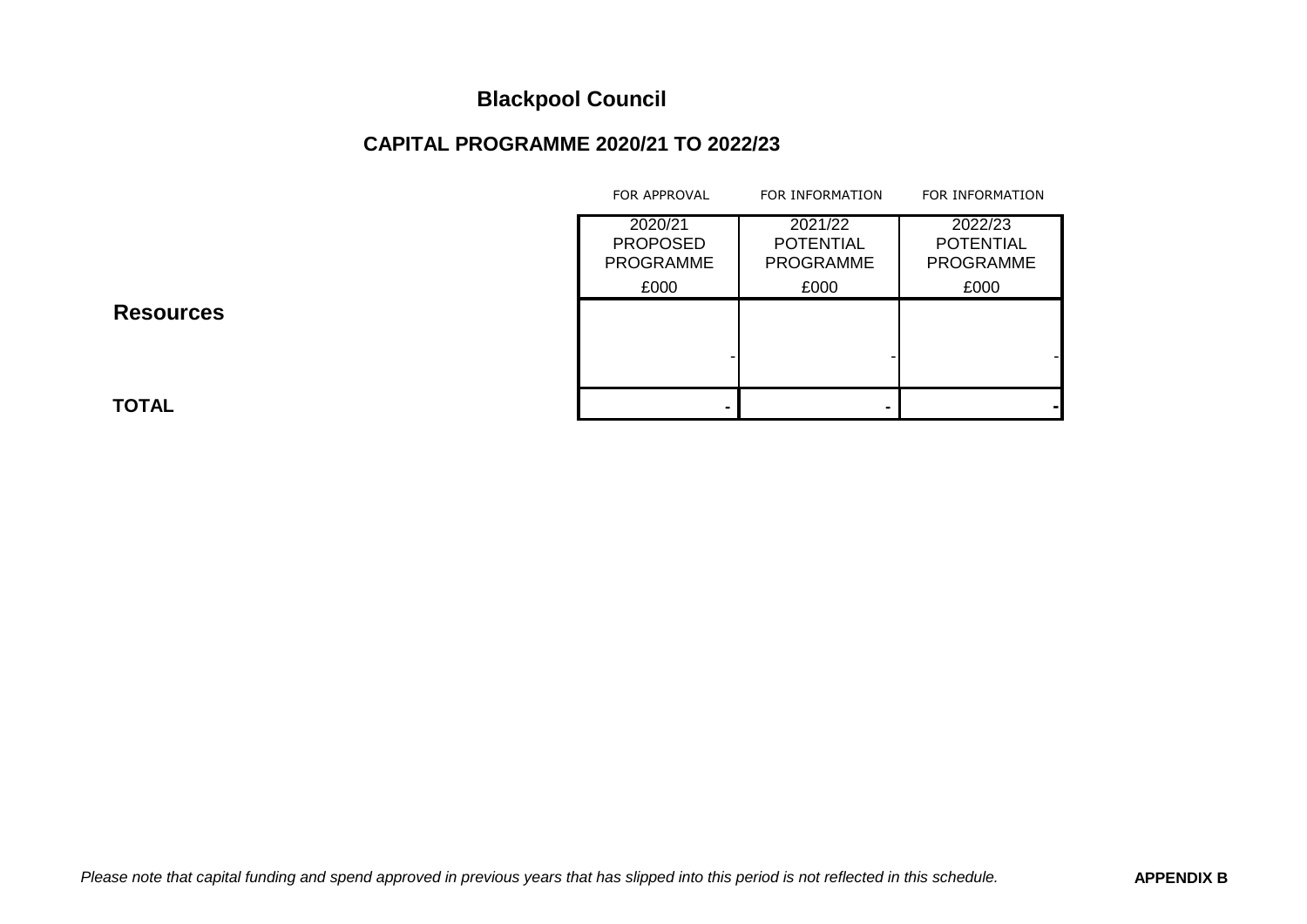# Blackpool Council

## CAPITAL PROGRAMME 2020/21 TO 2022/23

| | FOR APPROVAL | FOR INFORMATION | FOR INFORMATION |
|---|---|---|---|
| | 2020/21 PROPOSED PROGRAMME | 2021/22 POTENTIAL PROGRAMME | 2022/23 POTENTIAL PROGRAMME |
| | £000 | £000 | £000 |
| **Resources** | - | - | - |
| **TOTAL** | **-** | **-** | **-** |

*Please note that capital funding and spend approved in previous years that has slipped into this period is not reflected in this schedule.*

**APPENDIX B**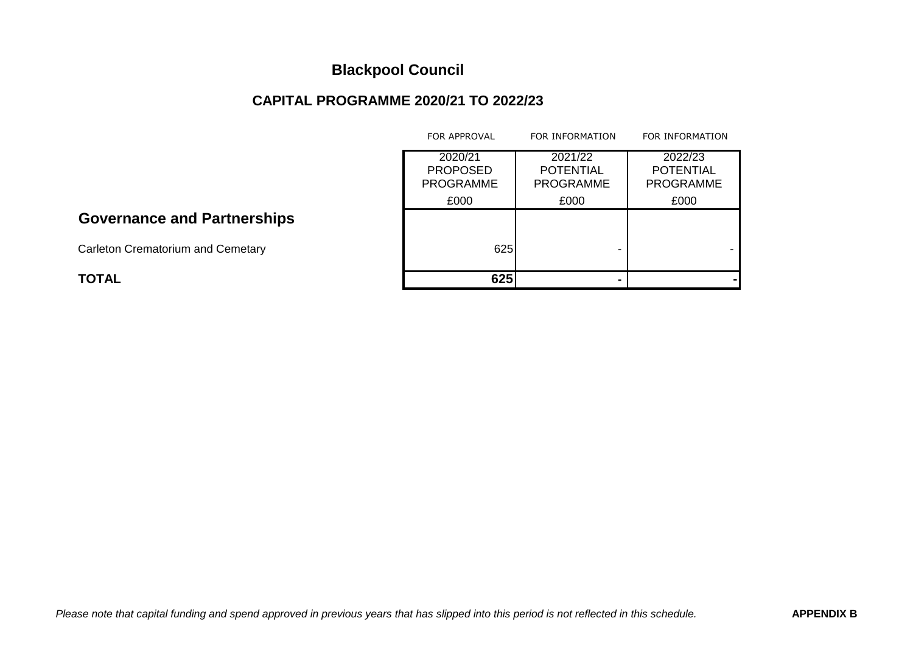# Blackpool Council

## CAPITAL PROGRAMME 2020/21 TO 2022/23

| | FOR APPROVAL | FOR INFORMATION | FOR INFORMATION |
|---|---|---|---|
| | 2020/21 PROPOSED PROGRAMME | 2021/22 POTENTIAL PROGRAMME | 2022/23 POTENTIAL PROGRAMME |
| | £000 | £000 | £000 |
| **Governance and Partnerships** | | | |
| Carleton Crematorium and Cemetary | 625 | - | - |
| **TOTAL** | **625** | **-** | **-** |

*Please note that capital funding and spend approved in previous years that has slipped into this period is not reflected in this schedule.*

**APPENDIX B**